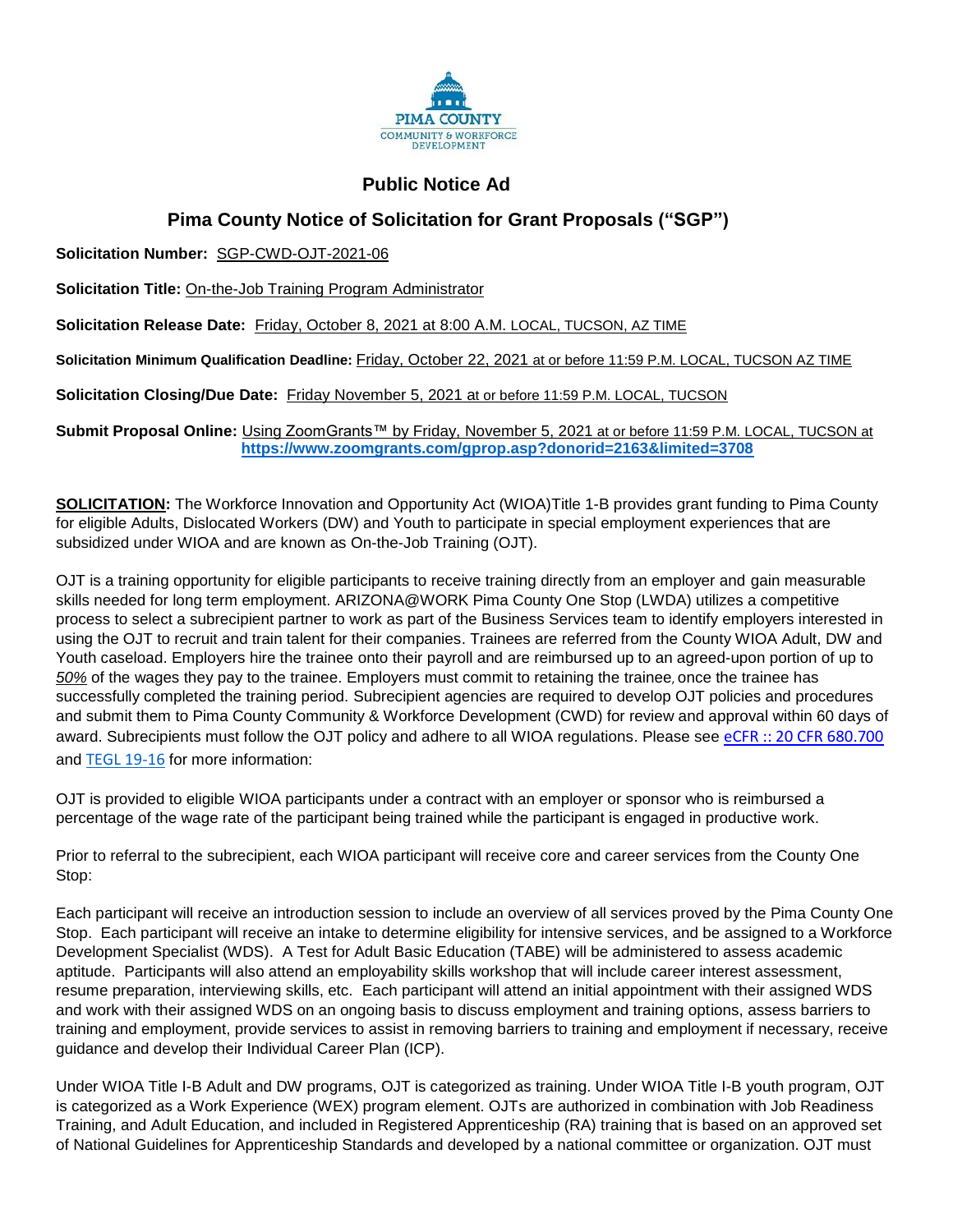## Public Notice Ad

## Pima County Notice of Solicitation for Grant Proposals ("SGP")

**Solicitation Number:** SGP-CWD-OJT-2021-06

**Solicitation Title:** On-the-Job Training Program Administrator

**Solicitation Release Date:** Friday, October 8, 2021 at 8:00 A.M. LOCAL, TUCSON, AZ TIME

**Solicitation Minimum Qualification Deadline:** Friday, October 22, 2021 at or before 11:59 P.M. LOCAL, TUCSON AZ TIME

**Solicitation Closing/Due Date:** Friday November 5, 2021 at or before 11:59 P.M. LOCAL, TUCSON

**Submit Proposal Online:** Using ZoomGrants™ by Friday, November 5, 2021 at or before 11:59 P.M. LOCAL, TUCSON at **https://www.zoomgrants.com/gprop.asp?donorid=2163&limited=3708**

**SOLICITATION:** The Workforce Innovation and Opportunity Act (WIOA)Title 1-B provides grant funding to Pima County for eligible Adults, Dislocated Workers (DW) and Youth to participate in special employment experiences that are subsidized under WIOA and are known as On-the-Job Training (OJT).

OJT is a training opportunity for eligible participants to receive training directly from an employer and gain measurable skills needed for long term employment. ARIZONA@WORK Pima County One Stop (LWDA) utilizes a competitive process to select a subrecipient partner to work as part of the Business Services team to identify employers interested in using the OJT to recruit and train talent for their companies. Trainees are referred from the County WIOA Adult, DW and Youth caseload. Employers hire the trainee onto their payroll and are reimbursed up to an agreed-upon portion of up to *50%* of the wages they pay to the trainee. Employers must commit to retaining the trainee, once the trainee has successfully completed the training period. Subrecipient agencies are required to develop OJT policies and procedures and submit them to Pima County Community & Workforce Development (CWD) for review and approval within 60 days of award. Subrecipients must follow the OJT policy and adhere to all WIOA regulations. Please see eCFR :: 20 CFR 680.700 and TEGL 19-16 for more information:

OJT is provided to eligible WIOA participants under a contract with an employer or sponsor who is reimbursed a percentage of the wage rate of the participant being trained while the participant is engaged in productive work.

Prior to referral to the subrecipient, each WIOA participant will receive core and career services from the County One Stop:

Each participant will receive an introduction session to include an overview of all services proved by the Pima County One Stop. Each participant will receive an intake to determine eligibility for intensive services, and be assigned to a Workforce Development Specialist (WDS). A Test for Adult Basic Education (TABE) will be administered to assess academic aptitude. Participants will also attend an employability skills workshop that will include career interest assessment, resume preparation, interviewing skills, etc. Each participant will attend an initial appointment with their assigned WDS and work with their assigned WDS on an ongoing basis to discuss employment and training options, assess barriers to training and employment, provide services to assist in removing barriers to training and employment if necessary, receive guidance and develop their Individual Career Plan (ICP).

Under WIOA Title I-B Adult and DW programs, OJT is categorized as training. Under WIOA Title I-B youth program, OJT is categorized as a Work Experience (WEX) program element. OJTs are authorized in combination with Job Readiness Training, and Adult Education, and included in Registered Apprenticeship (RA) training that is based on an approved set of National Guidelines for Apprenticeship Standards and developed by a national committee or organization. OJT must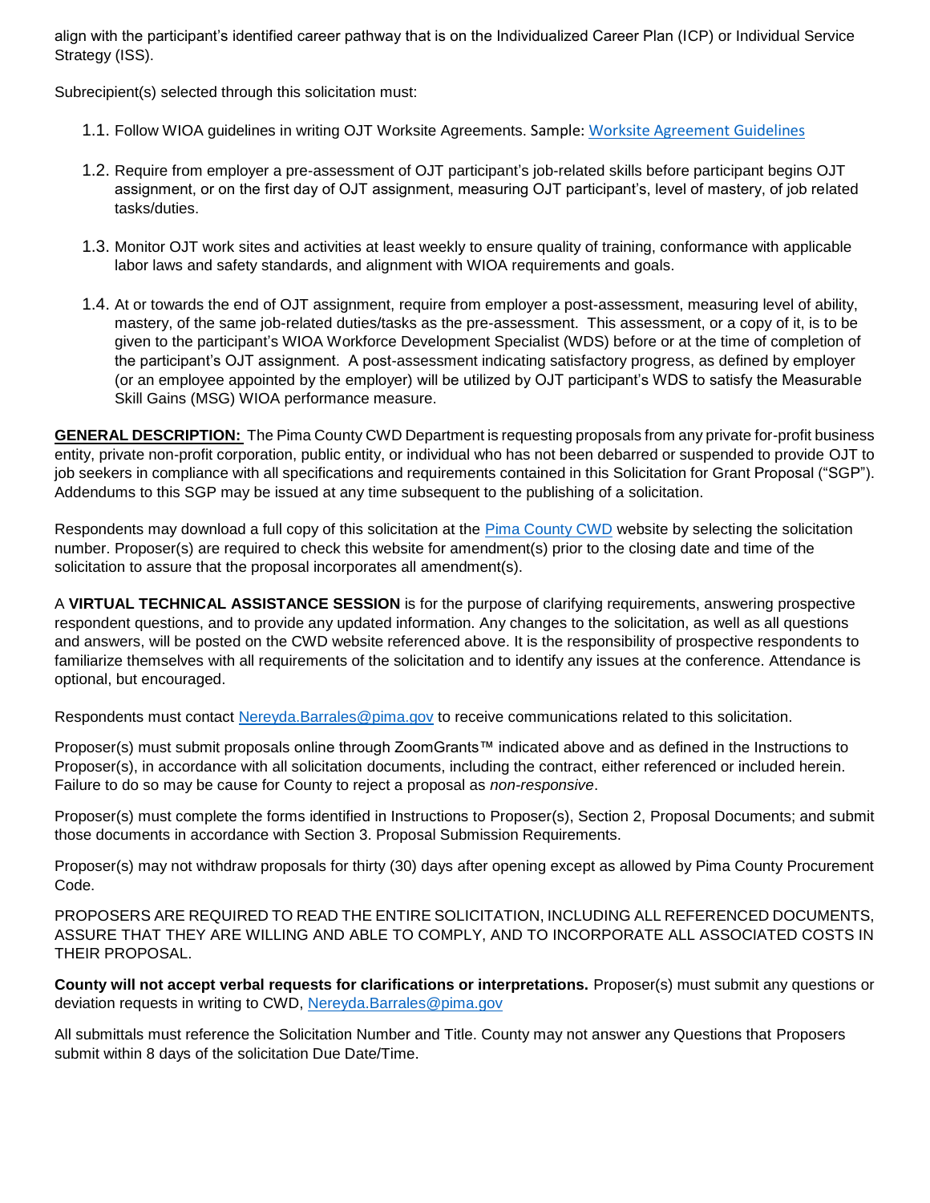align with the participant's identified career pathway that is on the Individualized Career Plan (ICP) or Individual Service Strategy (ISS).

Subrecipient(s) selected through this solicitation must:

1.1. Follow WIOA guidelines in writing OJT Worksite Agreements. Sample: [Worksite Agreement Guidelines]

1.2. Require from employer a pre-assessment of OJT participant's job-related skills before participant begins OJT assignment, or on the first day of OJT assignment, measuring OJT participant's, level of mastery, of job related tasks/duties.

1.3. Monitor OJT work sites and activities at least weekly to ensure quality of training, conformance with applicable labor laws and safety standards, and alignment with WIOA requirements and goals.

1.4. At or towards the end of OJT assignment, require from employer a post-assessment, measuring level of ability, mastery, of the same job-related duties/tasks as the pre-assessment. This assessment, or a copy of it, is to be given to the participant's WIOA Workforce Development Specialist (WDS) before or at the time of completion of the participant's OJT assignment. A post-assessment indicating satisfactory progress, as defined by employer (or an employee appointed by the employer) will be utilized by OJT participant's WDS to satisfy the Measurable Skill Gains (MSG) WIOA performance measure.

**GENERAL DESCRIPTION:** The Pima County CWD Department is requesting proposals from any private for-profit business entity, private non-profit corporation, public entity, or individual who has not been debarred or suspended to provide OJT to job seekers in compliance with all specifications and requirements contained in this Solicitation for Grant Proposal ("SGP"). Addendums to this SGP may be issued at any time subsequent to the publishing of a solicitation.

Respondents may download a full copy of this solicitation at the Pima County CWD website by selecting the solicitation number. Proposer(s) are required to check this website for amendment(s) prior to the closing date and time of the solicitation to assure that the proposal incorporates all amendment(s).

A **VIRTUAL TECHNICAL ASSISTANCE SESSION** is for the purpose of clarifying requirements, answering prospective respondent questions, and to provide any updated information. Any changes to the solicitation, as well as all questions and answers, will be posted on the CWD website referenced above. It is the responsibility of prospective respondents to familiarize themselves with all requirements of the solicitation and to identify any issues at the conference. Attendance is optional, but encouraged.

Respondents must contact Nereyda.Barrales@pima.gov to receive communications related to this solicitation.

Proposer(s) must submit proposals online through ZoomGrants™ indicated above and as defined in the Instructions to Proposer(s), in accordance with all solicitation documents, including the contract, either referenced or included herein. Failure to do so may be cause for County to reject a proposal as *non-responsive*.

Proposer(s) must complete the forms identified in Instructions to Proposer(s), Section 2, Proposal Documents; and submit those documents in accordance with Section 3. Proposal Submission Requirements.

Proposer(s) may not withdraw proposals for thirty (30) days after opening except as allowed by Pima County Procurement Code.

PROPOSERS ARE REQUIRED TO READ THE ENTIRE SOLICITATION, INCLUDING ALL REFERENCED DOCUMENTS, ASSURE THAT THEY ARE WILLING AND ABLE TO COMPLY, AND TO INCORPORATE ALL ASSOCIATED COSTS IN THEIR PROPOSAL.

**County will not accept verbal requests for clarifications or interpretations.** Proposer(s) must submit any questions or deviation requests in writing to CWD, Nereyda.Barrales@pima.gov

All submittals must reference the Solicitation Number and Title. County may not answer any Questions that Proposers submit within 8 days of the solicitation Due Date/Time.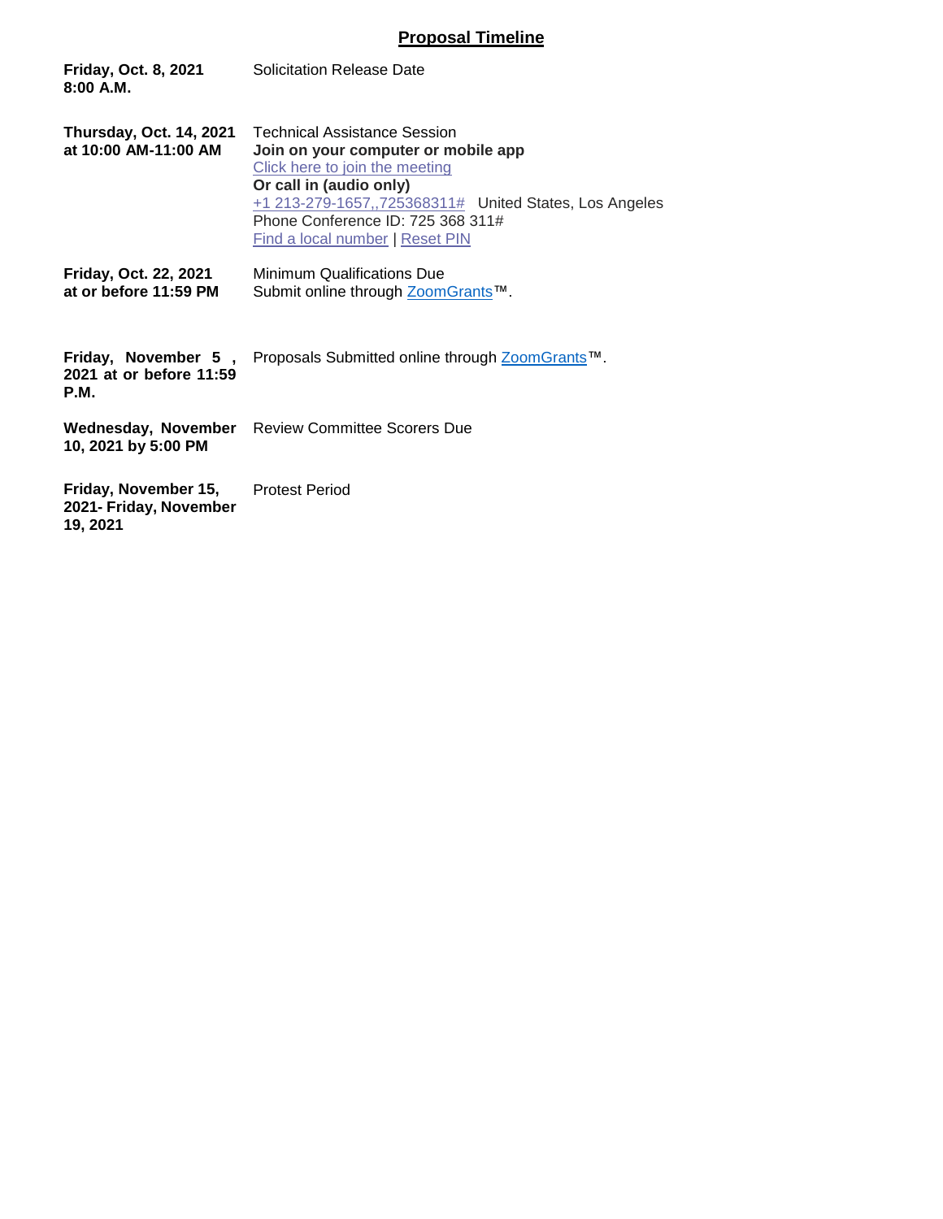## **Proposal Timeline**

| | |
|---|---|
| **Friday, Oct. 8, 2021 8:00 A.M.** | Solicitation Release Date |
| **Thursday, Oct. 14, 2021 at 10:00 AM-11:00 AM** | Technical Assistance Session<br>**Join on your computer or mobile app**<br>Click here to join the meeting<br>**Or call in (audio only)**<br>+1 213-279-1657,,725368311# United States, Los Angeles<br>Phone Conference ID: 725 368 311#<br>Find a local number \| Reset PIN |
| **Friday, Oct. 22, 2021 at or before 11:59 PM** | Minimum Qualifications Due<br>Submit online through ZoomGrants™. |
| **Friday, November 5 , 2021 at or before 11:59 P.M.** | Proposals Submitted online through ZoomGrants™. |
| **Wednesday, November 10, 2021 by 5:00 PM** | Review Committee Scorers Due |
| **Friday, November 15, 2021- Friday, November 19, 2021** | Protest Period |